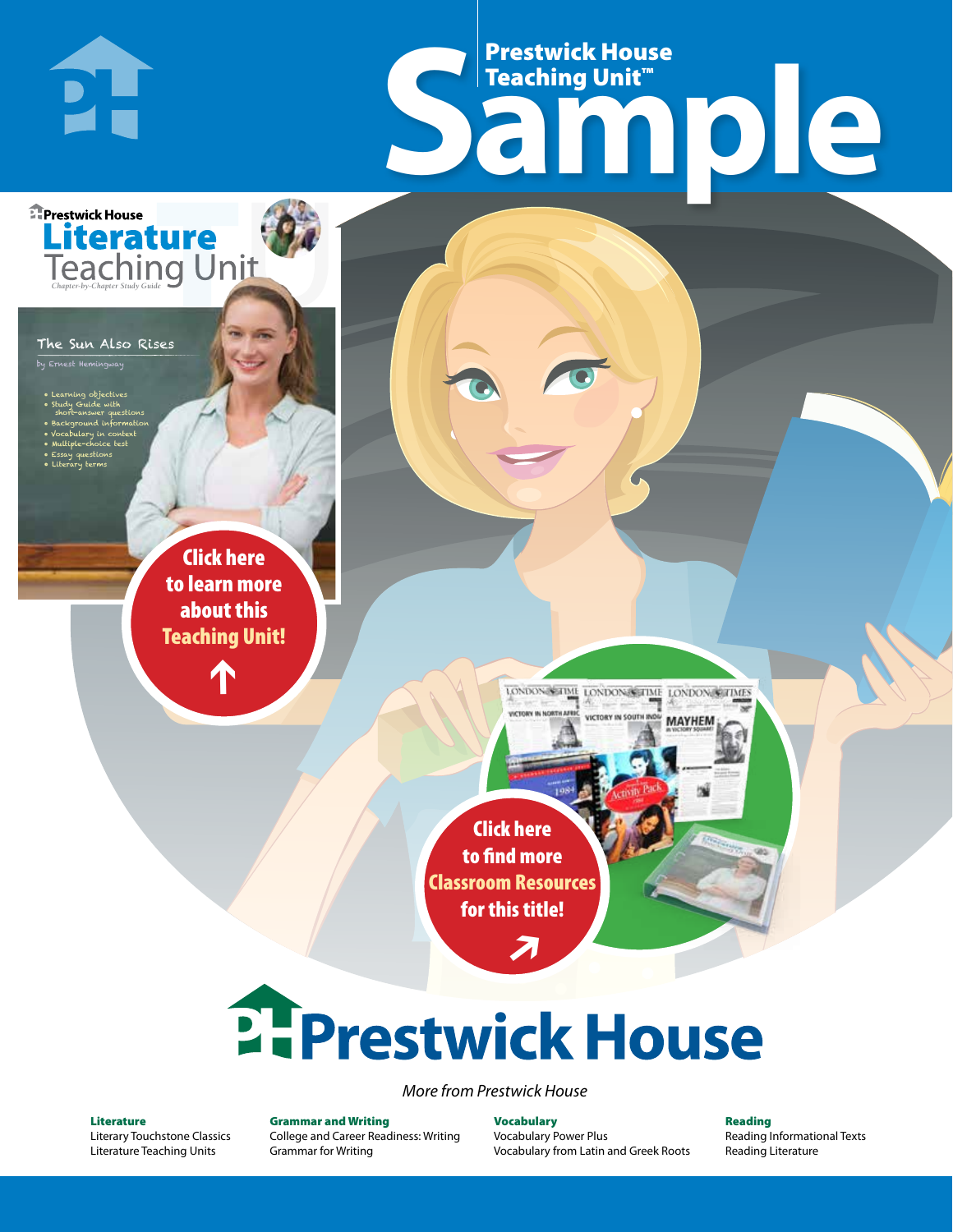# Prestwick House Teaching Unit™ Sample

Prestwick House

**Literature Teaching Unit**

*Chapter-by-Chapter Study Guide*

The Sun Also Rises

by Ernest Hemingway

- Learning objectives
- Study Guide with short-answer questions
- Background information
- Vocabulary in context
- Multiple-choice test
- Essay questions
- Literary terms

**Click here to learn more about this Teaching Unit!**

**Click here to find more Classroom Resources for this title!**

# Prestwick House

*More from Prestwick House*

**Literature**
Literary Touchstone Classics
Literature Teaching Units

**Grammar and Writing**
College and Career Readiness: Writing
Grammar for Writing

**Vocabulary**
Vocabulary Power Plus
Vocabulary from Latin and Greek Roots

**Reading**
Reading Informational Texts
Reading Literature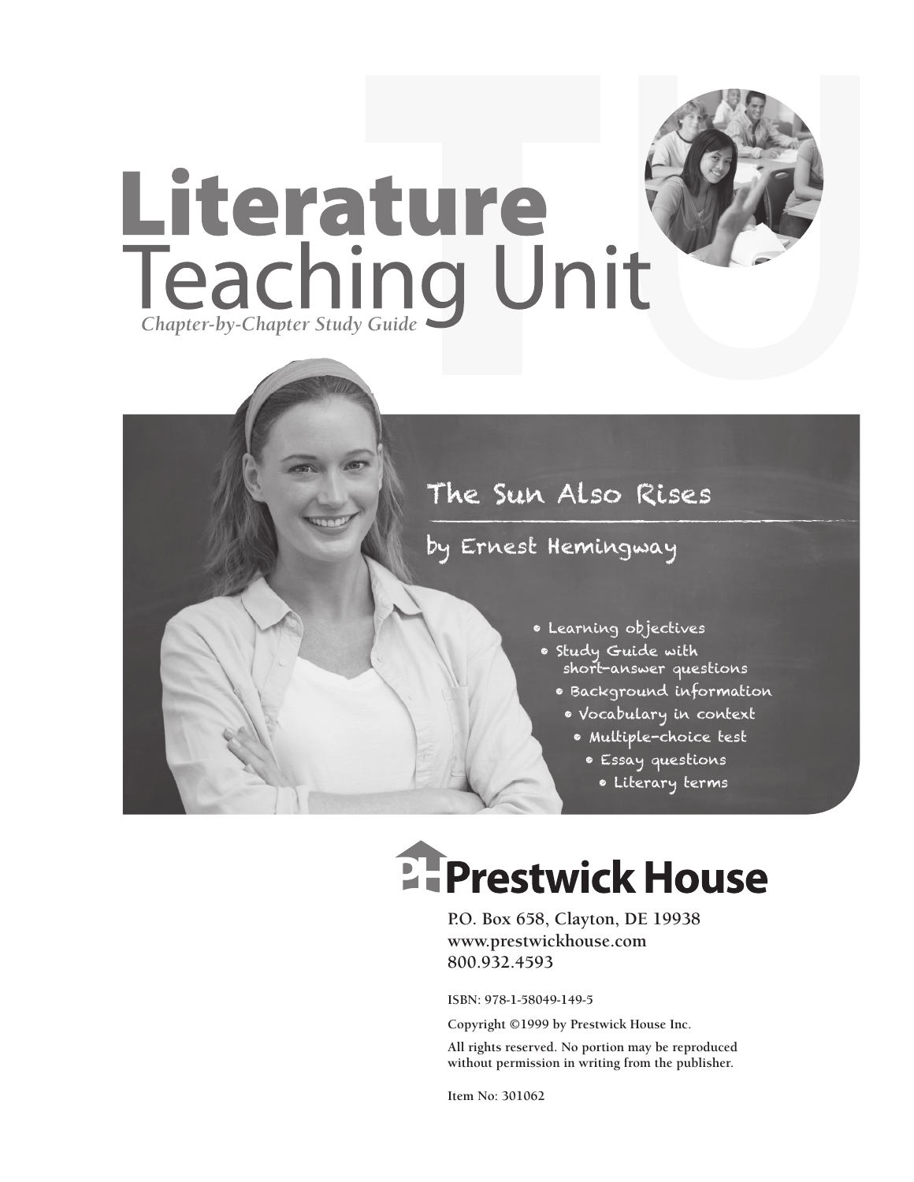# Literature Teaching Unit

*Chapter-by-Chapter Study Guide*

## The Sun Also Rises

### by Ernest Hemingway

- Learning objectives
- Study Guide with short-answer questions
- Background information
- Vocabulary in context
- Multiple-choice test
- Essay questions
- Literary terms

**Prestwick House**

P.O. Box 658, Clayton, DE 19938
www.prestwickhouse.com
800.932.4593

ISBN: 978-1-58049-149-5

Copyright ©1999 by Prestwick House Inc.

All rights reserved. No portion may be reproduced without permission in writing from the publisher.

Item No: 301062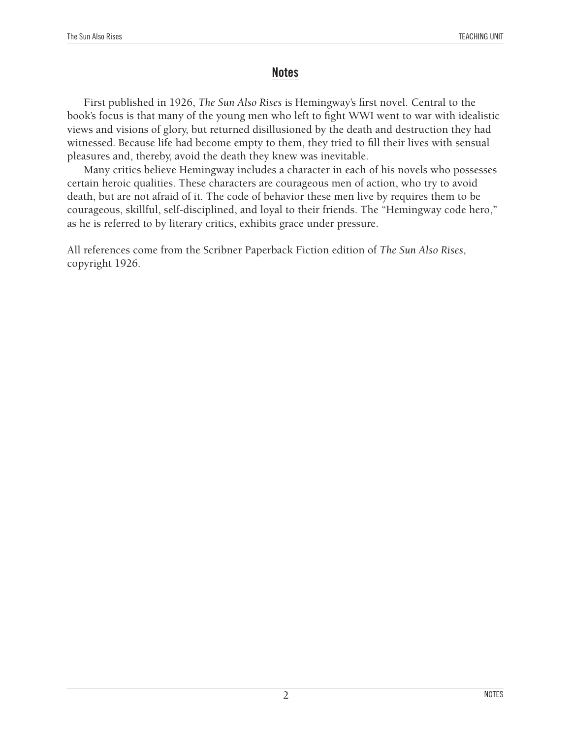## Notes

First published in 1926, *The Sun Also Rises* is Hemingway's first novel. Central to the book's focus is that many of the young men who left to fight WWI went to war with idealistic views and visions of glory, but returned disillusioned by the death and destruction they had witnessed. Because life had become empty to them, they tried to fill their lives with sensual pleasures and, thereby, avoid the death they knew was inevitable.

Many critics believe Hemingway includes a character in each of his novels who possesses certain heroic qualities. These characters are courageous men of action, who try to avoid death, but are not afraid of it. The code of behavior these men live by requires them to be courageous, skillful, self-disciplined, and loyal to their friends. The "Hemingway code hero," as he is referred to by literary critics, exhibits grace under pressure.

All references come from the Scribner Paperback Fiction edition of *The Sun Also Rises*, copyright 1926.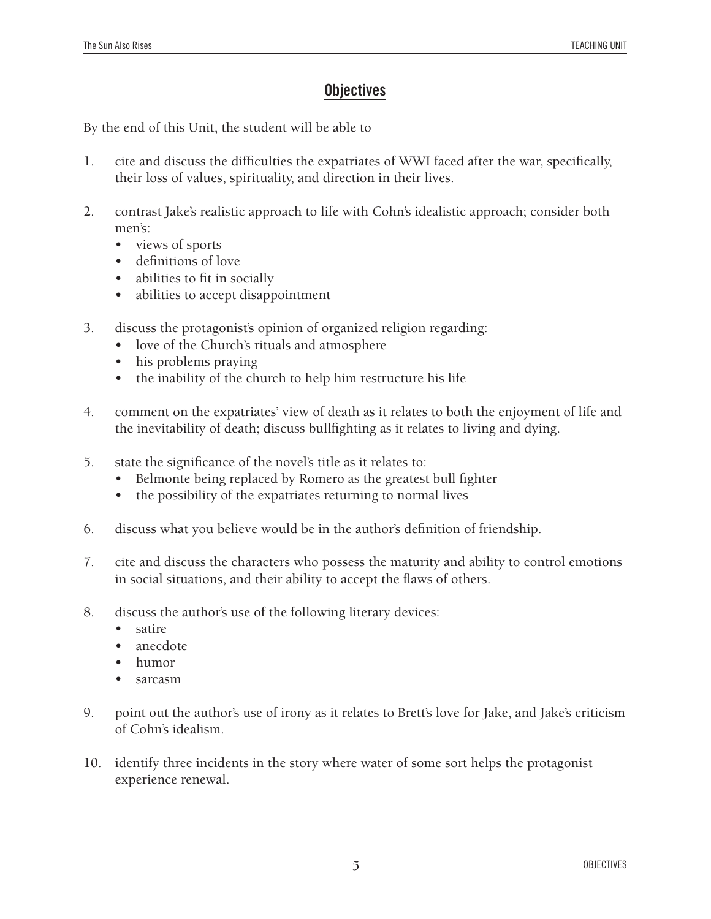## Objectives

By the end of this Unit, the student will be able to

1. cite and discuss the difficulties the expatriates of WWI faced after the war, specifically, their loss of values, spirituality, and direction in their lives.

2. contrast Jake's realistic approach to life with Cohn's idealistic approach; consider both men's:
   - views of sports
   - definitions of love
   - abilities to fit in socially
   - abilities to accept disappointment

3. discuss the protagonist's opinion of organized religion regarding:
   - love of the Church's rituals and atmosphere
   - his problems praying
   - the inability of the church to help him restructure his life

4. comment on the expatriates' view of death as it relates to both the enjoyment of life and the inevitability of death; discuss bullfighting as it relates to living and dying.

5. state the significance of the novel's title as it relates to:
   - Belmonte being replaced by Romero as the greatest bull fighter
   - the possibility of the expatriates returning to normal lives

6. discuss what you believe would be in the author's definition of friendship.

7. cite and discuss the characters who possess the maturity and ability to control emotions in social situations, and their ability to accept the flaws of others.

8. discuss the author's use of the following literary devices:
   - satire
   - anecdote
   - humor
   - sarcasm

9. point out the author's use of irony as it relates to Brett's love for Jake, and Jake's criticism of Cohn's idealism.

10. identify three incidents in the story where water of some sort helps the protagonist experience renewal.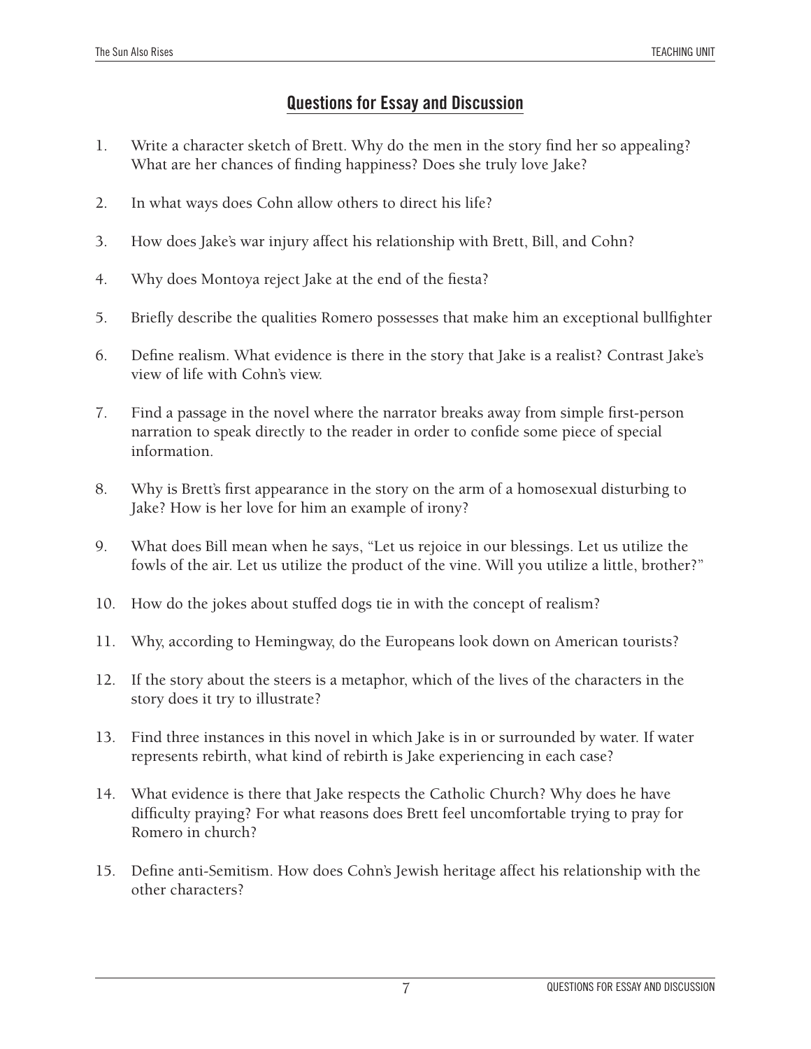## Questions for Essay and Discussion

1. Write a character sketch of Brett. Why do the men in the story find her so appealing? What are her chances of finding happiness? Does she truly love Jake?

2. In what ways does Cohn allow others to direct his life?

3. How does Jake's war injury affect his relationship with Brett, Bill, and Cohn?

4. Why does Montoya reject Jake at the end of the fiesta?

5. Briefly describe the qualities Romero possesses that make him an exceptional bullfighter

6. Define realism. What evidence is there in the story that Jake is a realist? Contrast Jake's view of life with Cohn's view.

7. Find a passage in the novel where the narrator breaks away from simple first-person narration to speak directly to the reader in order to confide some piece of special information.

8. Why is Brett's first appearance in the story on the arm of a homosexual disturbing to Jake? How is her love for him an example of irony?

9. What does Bill mean when he says, "Let us rejoice in our blessings. Let us utilize the fowls of the air. Let us utilize the product of the vine. Will you utilize a little, brother?"

10. How do the jokes about stuffed dogs tie in with the concept of realism?

11. Why, according to Hemingway, do the Europeans look down on American tourists?

12. If the story about the steers is a metaphor, which of the lives of the characters in the story does it try to illustrate?

13. Find three instances in this novel in which Jake is in or surrounded by water. If water represents rebirth, what kind of rebirth is Jake experiencing in each case?

14. What evidence is there that Jake respects the Catholic Church? Why does he have difficulty praying? For what reasons does Brett feel uncomfortable trying to pray for Romero in church?

15. Define anti-Semitism. How does Cohn's Jewish heritage affect his relationship with the other characters?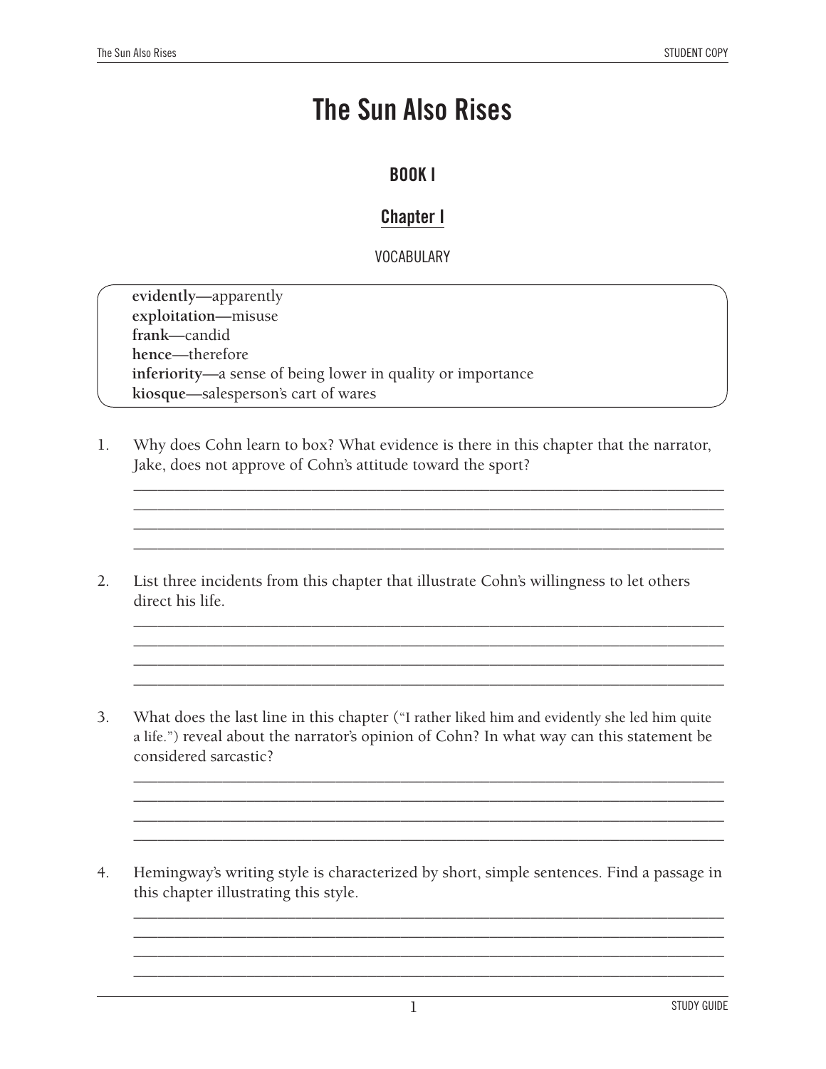# The Sun Also Rises

## BOOK I

### Chapter I

VOCABULARY

**evidently—**apparently
**exploitation—**misuse
**frank—**candid
**hence—**therefore
**inferiority—**a sense of being lower in quality or importance
**kiosque—**salesperson's cart of wares

1. Why does Cohn learn to box? What evidence is there in this chapter that the narrator, Jake, does not approve of Cohn's attitude toward the sport?

____________________________________________________________________________
____________________________________________________________________________
____________________________________________________________________________
____________________________________________________________________________

2. List three incidents from this chapter that illustrate Cohn's willingness to let others direct his life.

____________________________________________________________________________
____________________________________________________________________________
____________________________________________________________________________
____________________________________________________________________________

3. What does the last line in this chapter ("I rather liked him and evidently she led him quite a life.") reveal about the narrator's opinion of Cohn? In what way can this statement be considered sarcastic?

____________________________________________________________________________
____________________________________________________________________________
____________________________________________________________________________
____________________________________________________________________________

4. Hemingway's writing style is characterized by short, simple sentences. Find a passage in this chapter illustrating this style.

____________________________________________________________________________
____________________________________________________________________________
____________________________________________________________________________
____________________________________________________________________________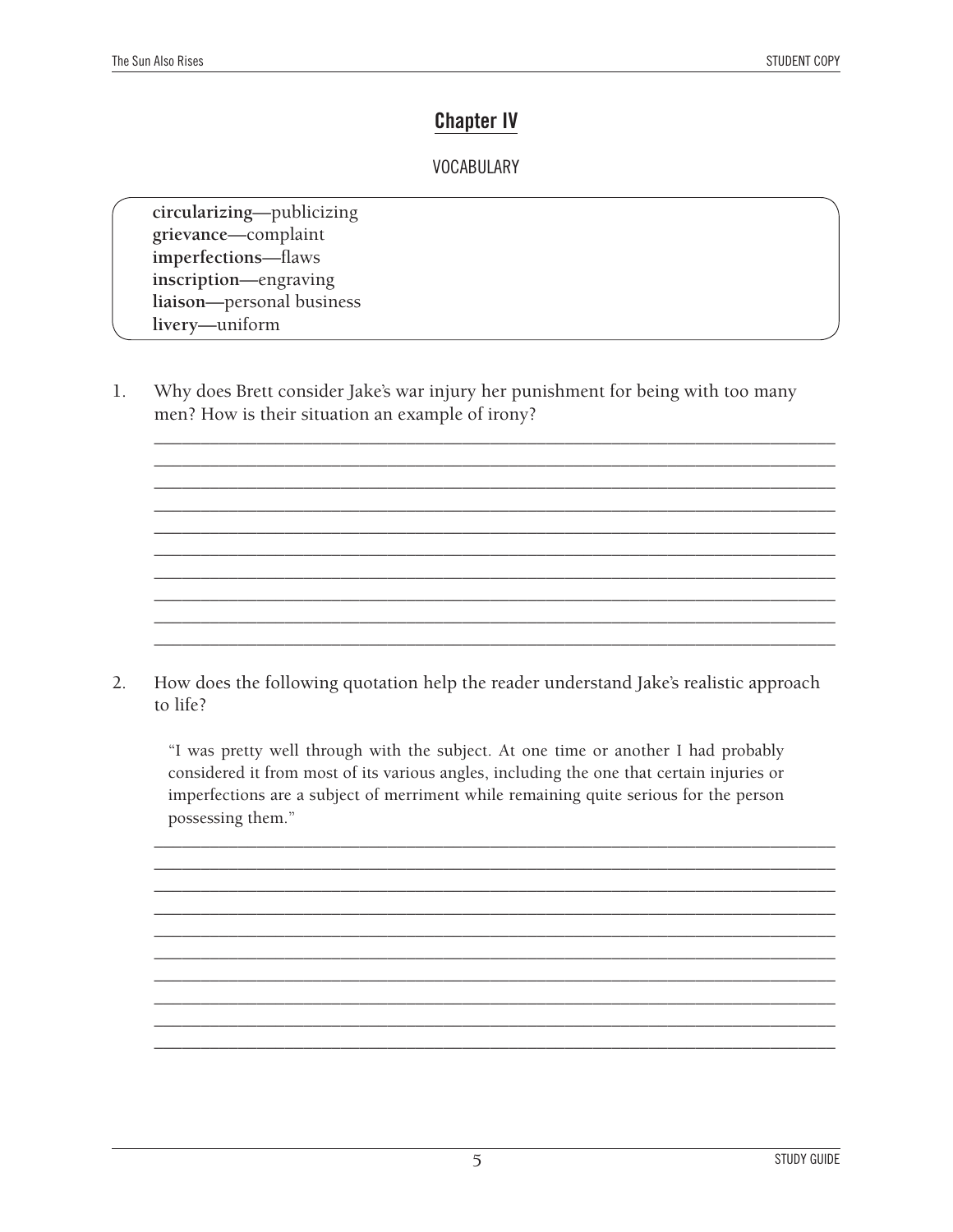# Chapter IV

VOCABULARY

**circularizing**—publicizing
**grievance**—complaint
**imperfections**—flaws
**inscription**—engraving
**liaison**—personal business
**livery**—uniform

1. Why does Brett consider Jake's war injury her punishment for being with too many men? How is their situation an example of irony?

2. How does the following quotation help the reader understand Jake's realistic approach to life?

> "I was pretty well through with the subject. At one time or another I had probably considered it from most of its various angles, including the one that certain injuries or imperfections are a subject of merriment while remaining quite serious for the person possessing them."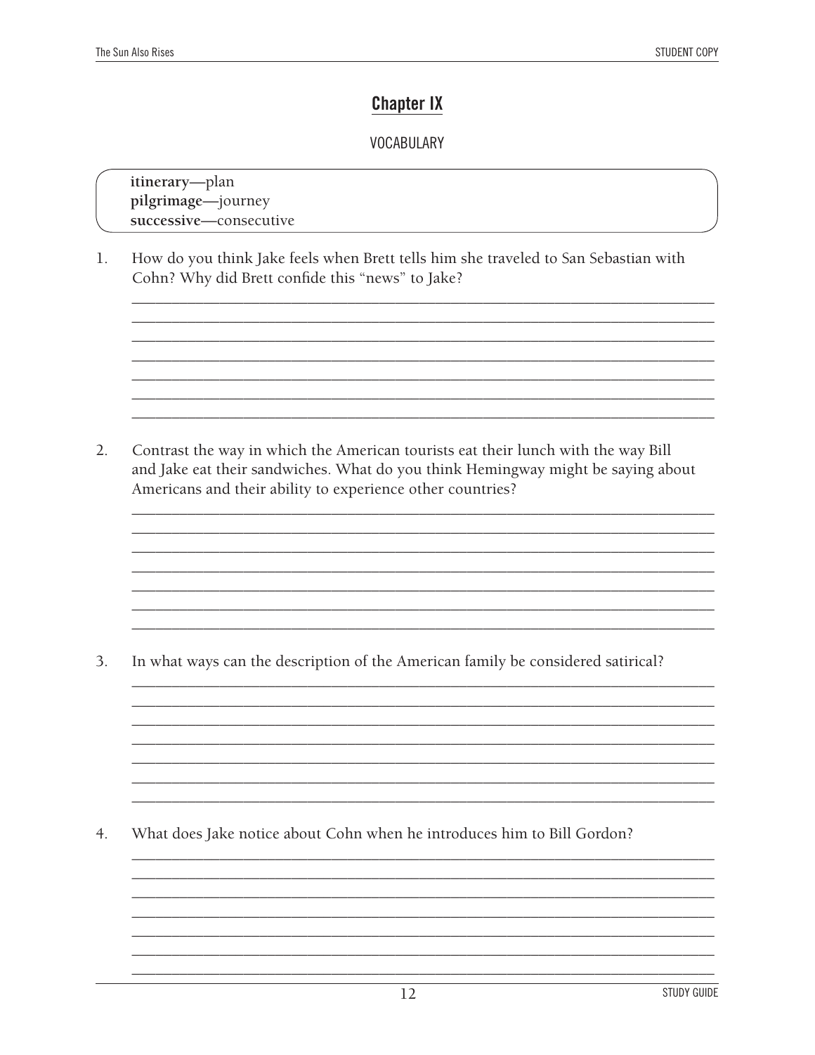## Chapter IX

VOCABULARY

**itinerary**—plan
**pilgrimage**—journey
**successive**—consecutive

1. How do you think Jake feels when Brett tells him she traveled to San Sebastian with Cohn? Why did Brett confide this "news" to Jake?

2. Contrast the way in which the American tourists eat their lunch with the way Bill and Jake eat their sandwiches. What do you think Hemingway might be saying about Americans and their ability to experience other countries?

3. In what ways can the description of the American family be considered satirical?

4. What does Jake notice about Cohn when he introduces him to Bill Gordon?